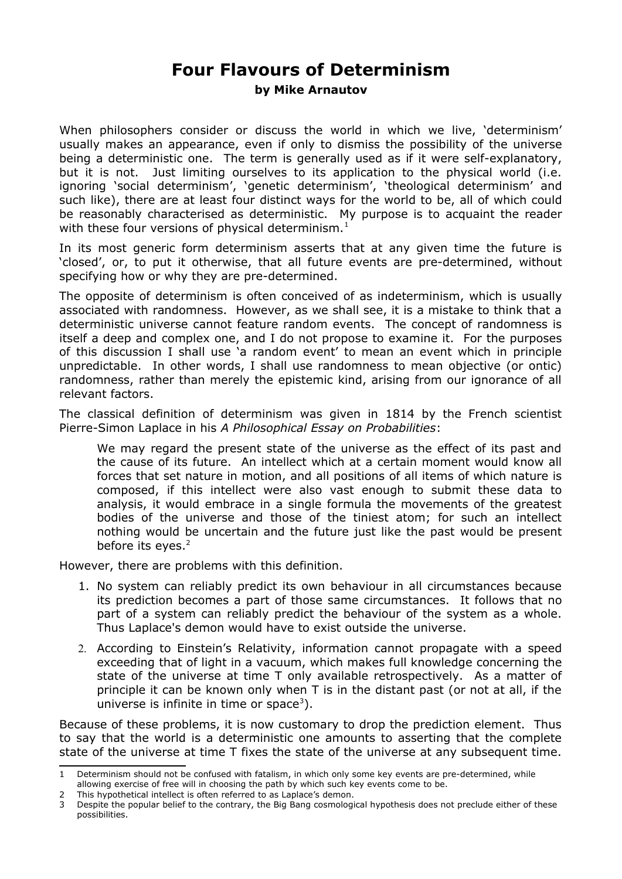# Four Flavours of Determinism

**by Mike Arnautov**

When philosophers consider or discuss the world in which we live, 'determinism' usually makes an appearance, even if only to dismiss the possibility of the universe being a deterministic one. The term is generally used as if it were self-explanatory, but it is not. Just limiting ourselves to its application to the physical world (i.e. ignoring 'social determinism', 'genetic determinism', 'theological determinism' and such like), there are at least four distinct ways for the world to be, all of which could be reasonably characterised as deterministic. My purpose is to acquaint the reader with these four versions of physical determinism.[1]

In its most generic form determinism asserts that at any given time the future is 'closed', or, to put it otherwise, that all future events are pre-determined, without specifying how or why they are pre-determined.

The opposite of determinism is often conceived of as indeterminism, which is usually associated with randomness. However, as we shall see, it is a mistake to think that a deterministic universe cannot feature random events. The concept of randomness is itself a deep and complex one, and I do not propose to examine it. For the purposes of this discussion I shall use 'a random event' to mean an event which in principle unpredictable. In other words, I shall use randomness to mean objective (or ontic) randomness, rather than merely the epistemic kind, arising from our ignorance of all relevant factors.

The classical definition of determinism was given in 1814 by the French scientist Pierre-Simon Laplace in his *A Philosophical Essay on Probabilities*:

> We may regard the present state of the universe as the effect of its past and the cause of its future. An intellect which at a certain moment would know all forces that set nature in motion, and all positions of all items of which nature is composed, if this intellect were also vast enough to submit these data to analysis, it would embrace in a single formula the movements of the greatest bodies of the universe and those of the tiniest atom; for such an intellect nothing would be uncertain and the future just like the past would be present before its eyes.[2]

However, there are problems with this definition.

1. No system can reliably predict its own behaviour in all circumstances because its prediction becomes a part of those same circumstances. It follows that no part of a system can reliably predict the behaviour of the system as a whole. Thus Laplace's demon would have to exist outside the universe.
2. According to Einstein's Relativity, information cannot propagate with a speed exceeding that of light in a vacuum, which makes full knowledge concerning the state of the universe at time T only available retrospectively. As a matter of principle it can be known only when T is in the distant past (or not at all, if the universe is infinite in time or space[3]).

Because of these problems, it is now customary to drop the prediction element. Thus to say that the world is a deterministic one amounts to asserting that the complete state of the universe at time T fixes the state of the universe at any subsequent time.

---

1 Determinism should not be confused with fatalism, in which only some key events are pre-determined, while allowing exercise of free will in choosing the path by which such key events come to be.

2 This hypothetical intellect is often referred to as Laplace's demon.

3 Despite the popular belief to the contrary, the Big Bang cosmological hypothesis does not preclude either of these possibilities.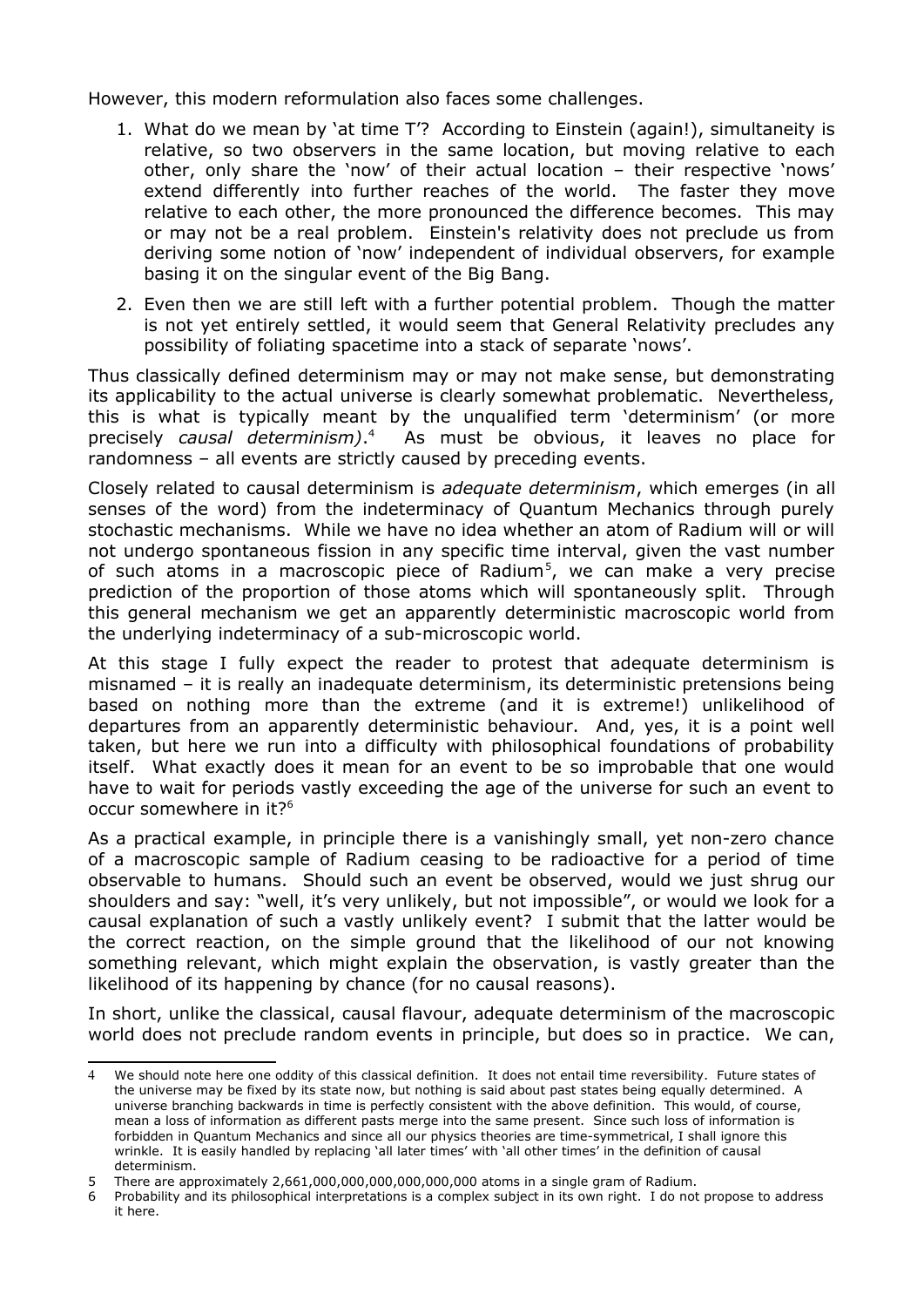However, this modern reformulation also faces some challenges.

1. What do we mean by 'at time T'? According to Einstein (again!), simultaneity is relative, so two observers in the same location, but moving relative to each other, only share the 'now' of their actual location – their respective 'nows' extend differently into further reaches of the world. The faster they move relative to each other, the more pronounced the difference becomes. This may or may not be a real problem. Einstein's relativity does not preclude us from deriving some notion of 'now' independent of individual observers, for example basing it on the singular event of the Big Bang.

2. Even then we are still left with a further potential problem. Though the matter is not yet entirely settled, it would seem that General Relativity precludes any possibility of foliating spacetime into a stack of separate 'nows'.

Thus classically defined determinism may or may not make sense, but demonstrating its applicability to the actual universe is clearly somewhat problematic. Nevertheless, this is what is typically meant by the unqualified term 'determinism' (or more precisely *causal determinism)*.[4] As must be obvious, it leaves no place for randomness – all events are strictly caused by preceding events.

Closely related to causal determinism is *adequate determinism*, which emerges (in all senses of the word) from the indeterminacy of Quantum Mechanics through purely stochastic mechanisms. While we have no idea whether an atom of Radium will or will not undergo spontaneous fission in any specific time interval, given the vast number of such atoms in a macroscopic piece of Radium[5], we can make a very precise prediction of the proportion of those atoms which will spontaneously split. Through this general mechanism we get an apparently deterministic macroscopic world from the underlying indeterminacy of a sub-microscopic world.

At this stage I fully expect the reader to protest that adequate determinism is misnamed – it is really an inadequate determinism, its deterministic pretensions being based on nothing more than the extreme (and it is extreme!) unlikelihood of departures from an apparently deterministic behaviour. And, yes, it is a point well taken, but here we run into a difficulty with philosophical foundations of probability itself. What exactly does it mean for an event to be so improbable that one would have to wait for periods vastly exceeding the age of the universe for such an event to occur somewhere in it?[6]

As a practical example, in principle there is a vanishingly small, yet non-zero chance of a macroscopic sample of Radium ceasing to be radioactive for a period of time observable to humans. Should such an event be observed, would we just shrug our shoulders and say: "well, it's very unlikely, but not impossible", or would we look for a causal explanation of such a vastly unlikely event? I submit that the latter would be the correct reaction, on the simple ground that the likelihood of our not knowing something relevant, which might explain the observation, is vastly greater than the likelihood of its happening by chance (for no causal reasons).

In short, unlike the classical, causal flavour, adequate determinism of the macroscopic world does not preclude random events in principle, but does so in practice. We can,

---

4 We should note here one oddity of this classical definition. It does not entail time reversibility. Future states of the universe may be fixed by its state now, but nothing is said about past states being equally determined. A universe branching backwards in time is perfectly consistent with the above definition. This would, of course, mean a loss of information as different pasts merge into the same present. Since such loss of information is forbidden in Quantum Mechanics and since all our physics theories are time-symmetrical, I shall ignore this wrinkle. It is easily handled by replacing 'all later times' with 'all other times' in the definition of causal determinism.

5 There are approximately 2,661,000,000,000,000,000,000 atoms in a single gram of Radium.

6 Probability and its philosophical interpretations is a complex subject in its own right. I do not propose to address it here.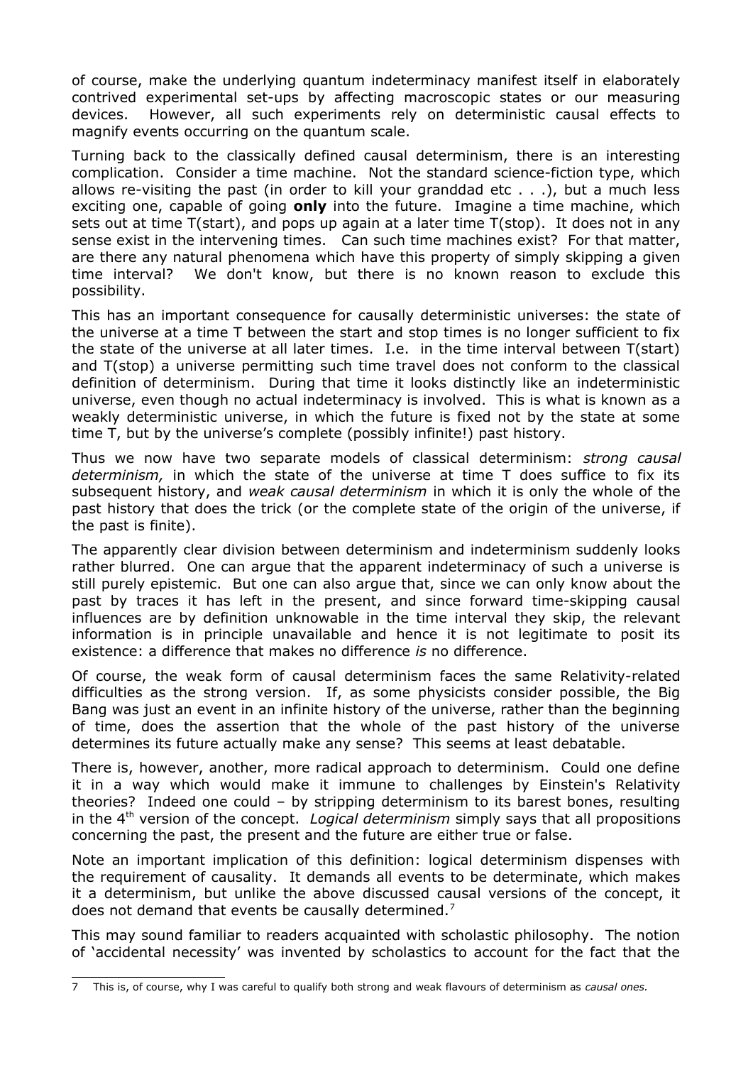of course, make the underlying quantum indeterminacy manifest itself in elaborately contrived experimental set-ups by affecting macroscopic states or our measuring devices. However, all such experiments rely on deterministic causal effects to magnify events occurring on the quantum scale.

Turning back to the classically defined causal determinism, there is an interesting complication. Consider a time machine. Not the standard science-fiction type, which allows re-visiting the past (in order to kill your granddad etc . . .), but a much less exciting one, capable of going **only** into the future. Imagine a time machine, which sets out at time T(start), and pops up again at a later time T(stop). It does not in any sense exist in the intervening times. Can such time machines exist? For that matter, are there any natural phenomena which have this property of simply skipping a given time interval? We don't know, but there is no known reason to exclude this possibility.

This has an important consequence for causally deterministic universes: the state of the universe at a time T between the start and stop times is no longer sufficient to fix the state of the universe at all later times. I.e. in the time interval between T(start) and T(stop) a universe permitting such time travel does not conform to the classical definition of determinism. During that time it looks distinctly like an indeterministic universe, even though no actual indeterminacy is involved. This is what is known as a weakly deterministic universe, in which the future is fixed not by the state at some time T, but by the universe's complete (possibly infinite!) past history.

Thus we now have two separate models of classical determinism: *strong causal determinism,* in which the state of the universe at time T does suffice to fix its subsequent history, and *weak causal determinism* in which it is only the whole of the past history that does the trick (or the complete state of the origin of the universe, if the past is finite).

The apparently clear division between determinism and indeterminism suddenly looks rather blurred. One can argue that the apparent indeterminacy of such a universe is still purely epistemic. But one can also argue that, since we can only know about the past by traces it has left in the present, and since forward time-skipping causal influences are by definition unknowable in the time interval they skip, the relevant information is in principle unavailable and hence it is not legitimate to posit its existence: a difference that makes no difference *is* no difference.

Of course, the weak form of causal determinism faces the same Relativity-related difficulties as the strong version. If, as some physicists consider possible, the Big Bang was just an event in an infinite history of the universe, rather than the beginning of time, does the assertion that the whole of the past history of the universe determines its future actually make any sense? This seems at least debatable.

There is, however, another, more radical approach to determinism. Could one define it in a way which would make it immune to challenges by Einstein's Relativity theories? Indeed one could – by stripping determinism to its barest bones, resulting in the 4th version of the concept. *Logical determinism* simply says that all propositions concerning the past, the present and the future are either true or false.

Note an important implication of this definition: logical determinism dispenses with the requirement of causality. It demands all events to be determinate, which makes it a determinism, but unlike the above discussed causal versions of the concept, it does not demand that events be causally determined.[7]

This may sound familiar to readers acquainted with scholastic philosophy. The notion of 'accidental necessity' was invented by scholastics to account for the fact that the

---

7 This is, of course, why I was careful to qualify both strong and weak flavours of determinism as *causal ones.*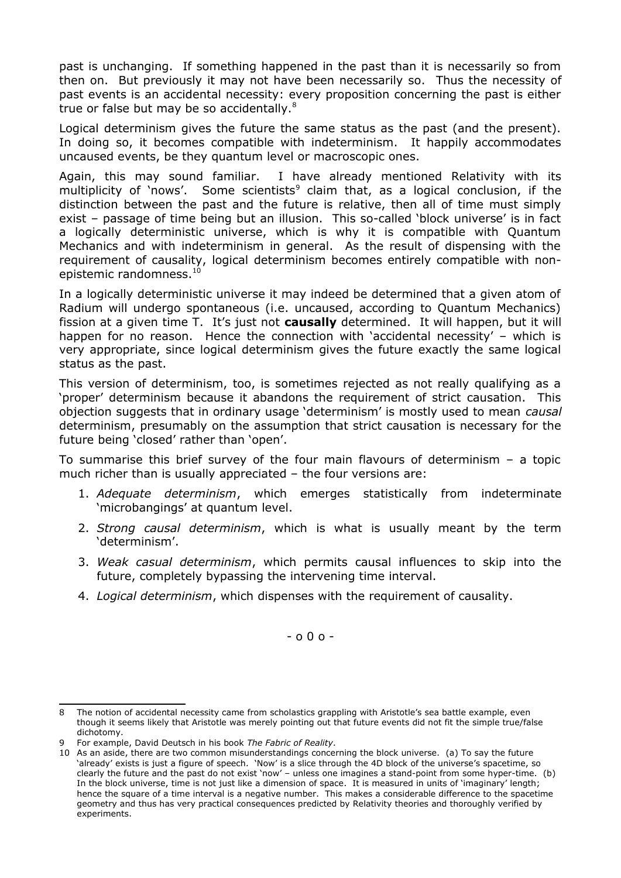past is unchanging. If something happened in the past than it is necessarily so from then on. But previously it may not have been necessarily so. Thus the necessity of past events is an accidental necessity: every proposition concerning the past is either true or false but may be so accidentally.[8]

Logical determinism gives the future the same status as the past (and the present). In doing so, it becomes compatible with indeterminism. It happily accommodates uncaused events, be they quantum level or macroscopic ones.

Again, this may sound familiar. I have already mentioned Relativity with its multiplicity of 'nows'. Some scientists[9] claim that, as a logical conclusion, if the distinction between the past and the future is relative, then all of time must simply exist – passage of time being but an illusion. This so-called 'block universe' is in fact a logically deterministic universe, which is why it is compatible with Quantum Mechanics and with indeterminism in general. As the result of dispensing with the requirement of causality, logical determinism becomes entirely compatible with non-epistemic randomness.[10]

In a logically deterministic universe it may indeed be determined that a given atom of Radium will undergo spontaneous (i.e. uncaused, according to Quantum Mechanics) fission at a given time T. It's just not **causally** determined. It will happen, but it will happen for no reason. Hence the connection with 'accidental necessity' – which is very appropriate, since logical determinism gives the future exactly the same logical status as the past.

This version of determinism, too, is sometimes rejected as not really qualifying as a 'proper' determinism because it abandons the requirement of strict causation. This objection suggests that in ordinary usage 'determinism' is mostly used to mean *causal* determinism, presumably on the assumption that strict causation is necessary for the future being 'closed' rather than 'open'.

To summarise this brief survey of the four main flavours of determinism – a topic much richer than is usually appreciated – the four versions are:

1. *Adequate determinism*, which emerges statistically from indeterminate 'microbangings' at quantum level.
2. *Strong causal determinism*, which is what is usually meant by the term 'determinism'.
3. *Weak casual determinism*, which permits causal influences to skip into the future, completely bypassing the intervening time interval.
4. *Logical determinism*, which dispenses with the requirement of causality.

\- o 0 o -

---

8 The notion of accidental necessity came from scholastics grappling with Aristotle's sea battle example, even though it seems likely that Aristotle was merely pointing out that future events did not fit the simple true/false dichotomy.

9 For example, David Deutsch in his book *The Fabric of Reality*.

10 As an aside, there are two common misunderstandings concerning the block universe. (a) To say the future 'already' exists is just a figure of speech. 'Now' is a slice through the 4D block of the universe's spacetime, so clearly the future and the past do not exist 'now' – unless one imagines a stand-point from some hyper-time. (b) In the block universe, time is not just like a dimension of space. It is measured in units of 'imaginary' length; hence the square of a time interval is a negative number. This makes a considerable difference to the spacetime geometry and thus has very practical consequences predicted by Relativity theories and thoroughly verified by experiments.